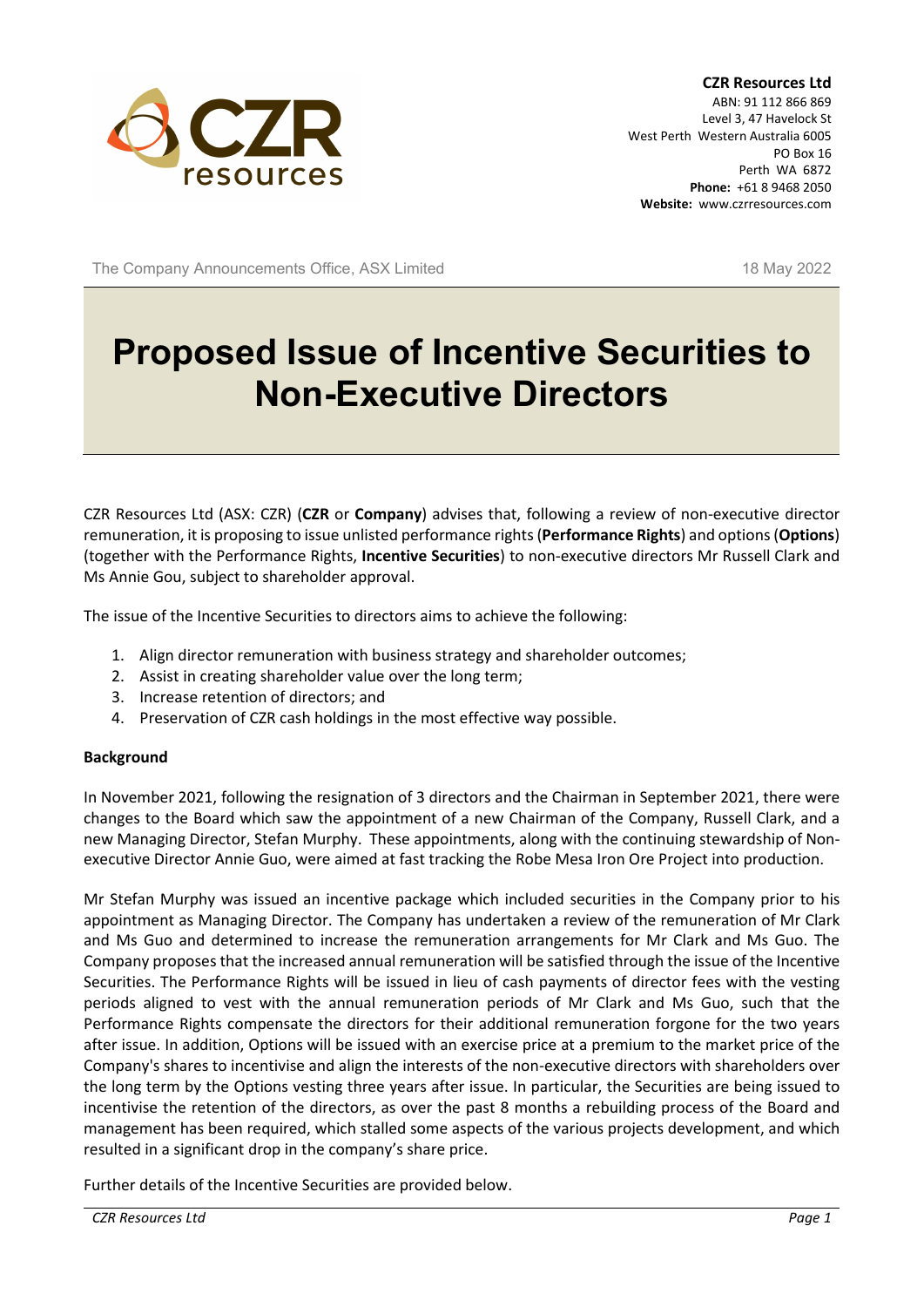**CZR Resources Ltd**
ABN: 91 112 866 869
Level 3, 47 Havelock St
West Perth Western Australia 6005
PO Box 16
Perth WA 6872
**Phone:** +61 8 9468 2050
**Website:** www.czrresources.com

The Company Announcements Office, ASX Limited

18 May 2022

# Proposed Issue of Incentive Securities to Non-Executive Directors

CZR Resources Ltd (ASX: CZR) (**CZR** or **Company**) advises that, following a review of non-executive director remuneration, it is proposing to issue unlisted performance rights (**Performance Rights**) and options (**Options**) (together with the Performance Rights, **Incentive Securities**) to non-executive directors Mr Russell Clark and Ms Annie Gou, subject to shareholder approval.

The issue of the Incentive Securities to directors aims to achieve the following:

1. Align director remuneration with business strategy and shareholder outcomes;
2. Assist in creating shareholder value over the long term;
3. Increase retention of directors; and
4. Preservation of CZR cash holdings in the most effective way possible.

**Background**

In November 2021, following the resignation of 3 directors and the Chairman in September 2021, there were changes to the Board which saw the appointment of a new Chairman of the Company, Russell Clark, and a new Managing Director, Stefan Murphy. These appointments, along with the continuing stewardship of Non-executive Director Annie Guo, were aimed at fast tracking the Robe Mesa Iron Ore Project into production.

Mr Stefan Murphy was issued an incentive package which included securities in the Company prior to his appointment as Managing Director. The Company has undertaken a review of the remuneration of Mr Clark and Ms Guo and determined to increase the remuneration arrangements for Mr Clark and Ms Guo. The Company proposes that the increased annual remuneration will be satisfied through the issue of the Incentive Securities. The Performance Rights will be issued in lieu of cash payments of director fees with the vesting periods aligned to vest with the annual remuneration periods of Mr Clark and Ms Guo, such that the Performance Rights compensate the directors for their additional remuneration forgone for the two years after issue. In addition, Options will be issued with an exercise price at a premium to the market price of the Company's shares to incentivise and align the interests of the non-executive directors with shareholders over the long term by the Options vesting three years after issue. In particular, the Securities are being issued to incentivise the retention of the directors, as over the past 8 months a rebuilding process of the Board and management has been required, which stalled some aspects of the various projects development, and which resulted in a significant drop in the company's share price.

Further details of the Incentive Securities are provided below.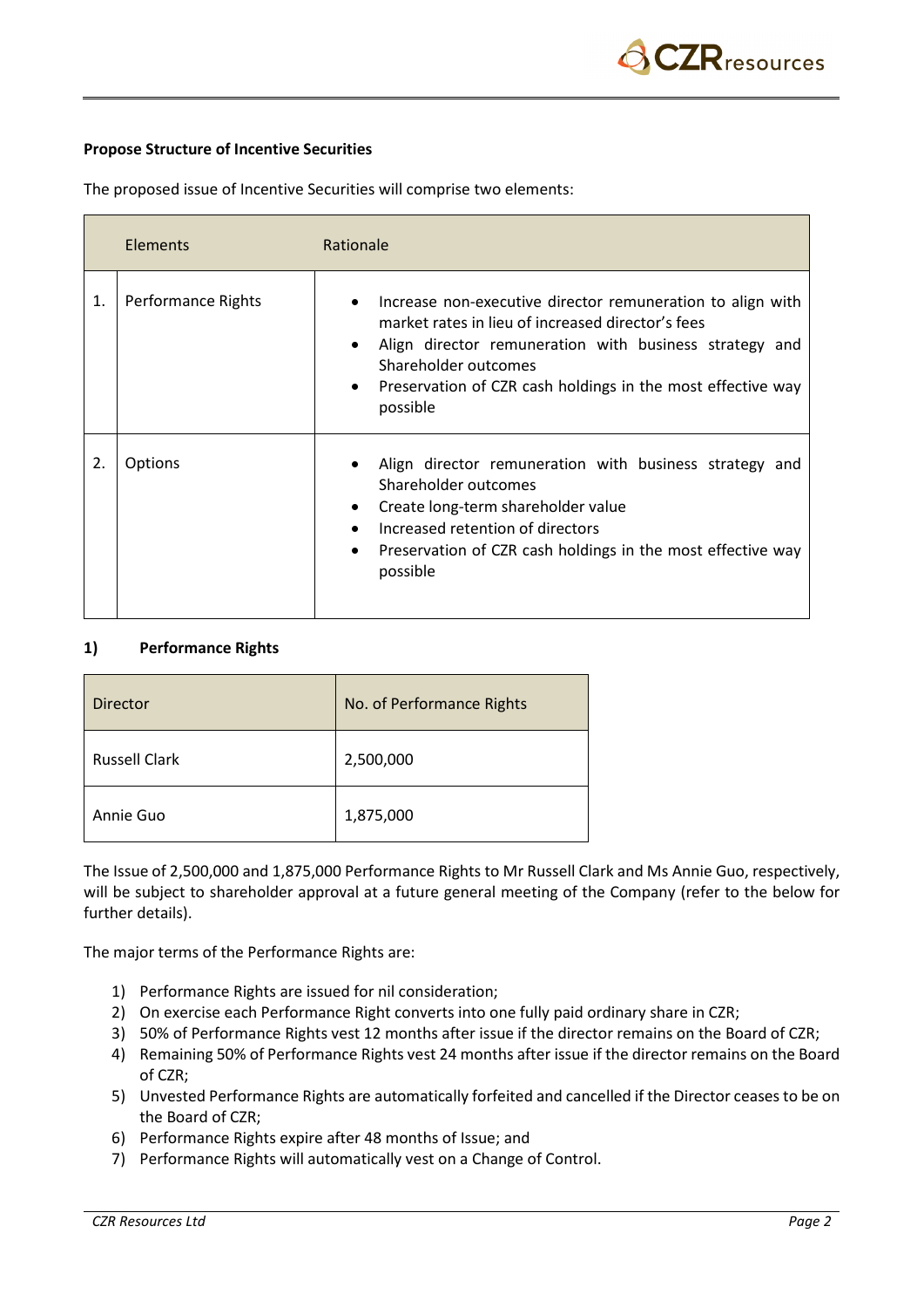**Propose Structure of Incentive Securities**

The proposed issue of Incentive Securities will comprise two elements:

| | Elements | Rationale |
|---|---|---|
| 1. | Performance Rights | • Increase non-executive director remuneration to align with market rates in lieu of increased director's fees<br>• Align director remuneration with business strategy and Shareholder outcomes<br>• Preservation of CZR cash holdings in the most effective way possible |
| 2. | Options | • Align director remuneration with business strategy and Shareholder outcomes<br>• Create long-term shareholder value<br>• Increased retention of directors<br>• Preservation of CZR cash holdings in the most effective way possible |

**1) Performance Rights**

| Director | No. of Performance Rights |
|---|---|
| Russell Clark | 2,500,000 |
| Annie Guo | 1,875,000 |

The Issue of 2,500,000 and 1,875,000 Performance Rights to Mr Russell Clark and Ms Annie Guo, respectively, will be subject to shareholder approval at a future general meeting of the Company (refer to the below for further details).

The major terms of the Performance Rights are:

1) Performance Rights are issued for nil consideration;
2) On exercise each Performance Right converts into one fully paid ordinary share in CZR;
3) 50% of Performance Rights vest 12 months after issue if the director remains on the Board of CZR;
4) Remaining 50% of Performance Rights vest 24 months after issue if the director remains on the Board of CZR;
5) Unvested Performance Rights are automatically forfeited and cancelled if the Director ceases to be on the Board of CZR;
6) Performance Rights expire after 48 months of Issue; and
7) Performance Rights will automatically vest on a Change of Control.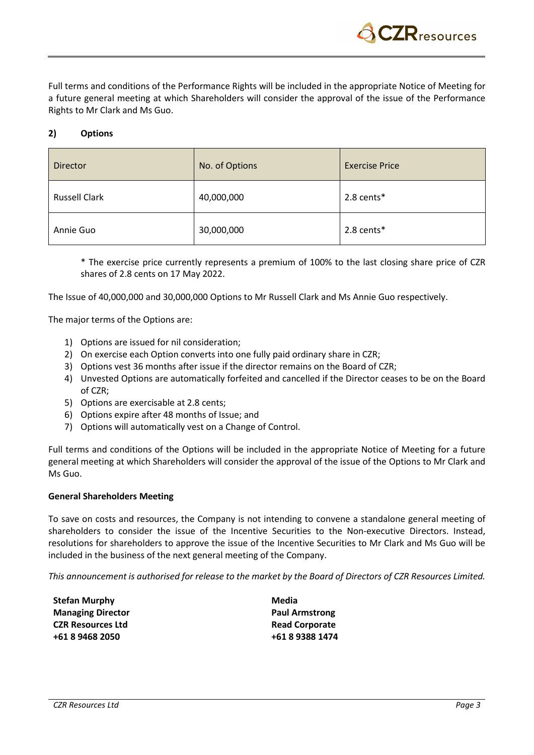Full terms and conditions of the Performance Rights will be included in the appropriate Notice of Meeting for a future general meeting at which Shareholders will consider the approval of the issue of the Performance Rights to Mr Clark and Ms Guo.

**2) Options**

| Director | No. of Options | Exercise Price |
|---|---|---|
| Russell Clark | 40,000,000 | 2.8 cents* |
| Annie Guo | 30,000,000 | 2.8 cents* |

\* The exercise price currently represents a premium of 100% to the last closing share price of CZR shares of 2.8 cents on 17 May 2022.

The Issue of 40,000,000 and 30,000,000 Options to Mr Russell Clark and Ms Annie Guo respectively.

The major terms of the Options are:

1) Options are issued for nil consideration;
2) On exercise each Option converts into one fully paid ordinary share in CZR;
3) Options vest 36 months after issue if the director remains on the Board of CZR;
4) Unvested Options are automatically forfeited and cancelled if the Director ceases to be on the Board of CZR;
5) Options are exercisable at 2.8 cents;
6) Options expire after 48 months of Issue; and
7) Options will automatically vest on a Change of Control.

Full terms and conditions of the Options will be included in the appropriate Notice of Meeting for a future general meeting at which Shareholders will consider the approval of the issue of the Options to Mr Clark and Ms Guo.

**General Shareholders Meeting**

To save on costs and resources, the Company is not intending to convene a standalone general meeting of shareholders to consider the issue of the Incentive Securities to the Non-executive Directors. Instead, resolutions for shareholders to approve the issue of the Incentive Securities to Mr Clark and Ms Guo will be included in the business of the next general meeting of the Company.

*This announcement is authorised for release to the market by the Board of Directors of CZR Resources Limited.*

**Stefan Murphy**
**Managing Director**
**CZR Resources Ltd**
**+61 8 9468 2050**

**Media**
**Paul Armstrong**
**Read Corporate**
**+61 8 9388 1474**